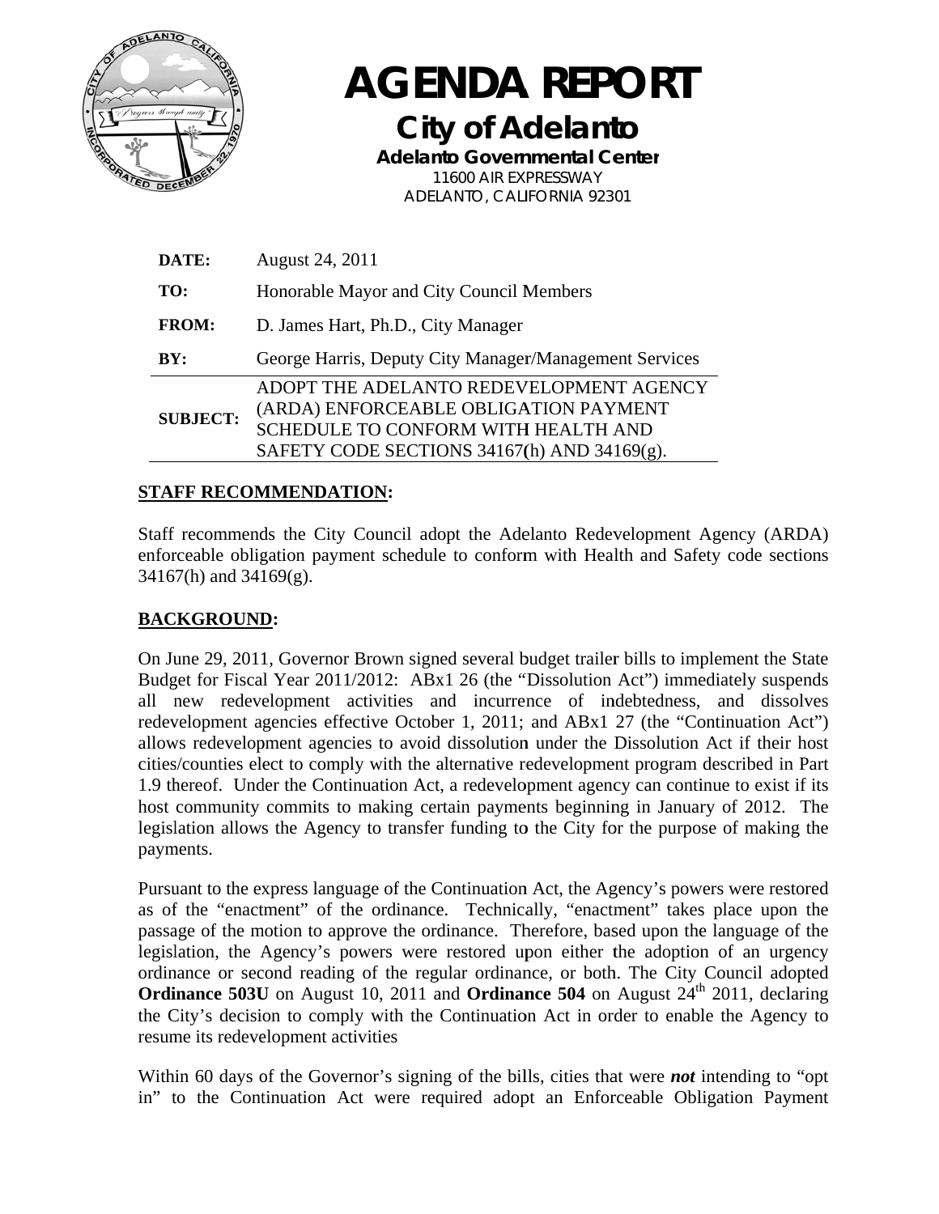# AGENDA REPORT

## City of Adelanto

**Adelanto Governmental Center**
11600 AIR EXPRESSWAY
ADELANTO, CALIFORNIA 92301

| | |
|---|---|
| **DATE:** | August 24, 2011 |
| **TO:** | Honorable Mayor and City Council Members |
| **FROM:** | D. James Hart, Ph.D., City Manager |
| **BY:** | George Harris, Deputy City Manager/Management Services |
| **SUBJECT:** | ADOPT THE ADELANTO REDEVELOPMENT AGENCY (ARDA) ENFORCEABLE OBLIGATION PAYMENT SCHEDULE TO CONFORM WITH HEALTH AND SAFETY CODE SECTIONS 34167(h) AND 34169(g). |

**STAFF RECOMMENDATION:**

Staff recommends the City Council adopt the Adelanto Redevelopment Agency (ARDA) enforceable obligation payment schedule to conform with Health and Safety code sections 34167(h) and 34169(g).

**BACKGROUND:**

On June 29, 2011, Governor Brown signed several budget trailer bills to implement the State Budget for Fiscal Year 2011/2012: ABx1 26 (the "Dissolution Act") immediately suspends all new redevelopment activities and incurrence of indebtedness, and dissolves redevelopment agencies effective October 1, 2011; and ABx1 27 (the "Continuation Act") allows redevelopment agencies to avoid dissolution under the Dissolution Act if their host cities/counties elect to comply with the alternative redevelopment program described in Part 1.9 thereof. Under the Continuation Act, a redevelopment agency can continue to exist if its host community commits to making certain payments beginning in January of 2012. The legislation allows the Agency to transfer funding to the City for the purpose of making the payments.

Pursuant to the express language of the Continuation Act, the Agency's powers were restored as of the "enactment" of the ordinance. Technically, "enactment" takes place upon the passage of the motion to approve the ordinance. Therefore, based upon the language of the legislation, the Agency's powers were restored upon either the adoption of an urgency ordinance or second reading of the regular ordinance, or both. The City Council adopted **Ordinance 503U** on August 10, 2011 and **Ordinance 504** on August 24th 2011, declaring the City's decision to comply with the Continuation Act in order to enable the Agency to resume its redevelopment activities

Within 60 days of the Governor's signing of the bills, cities that were ***not*** intending to "opt in" to the Continuation Act were required adopt an Enforceable Obligation Payment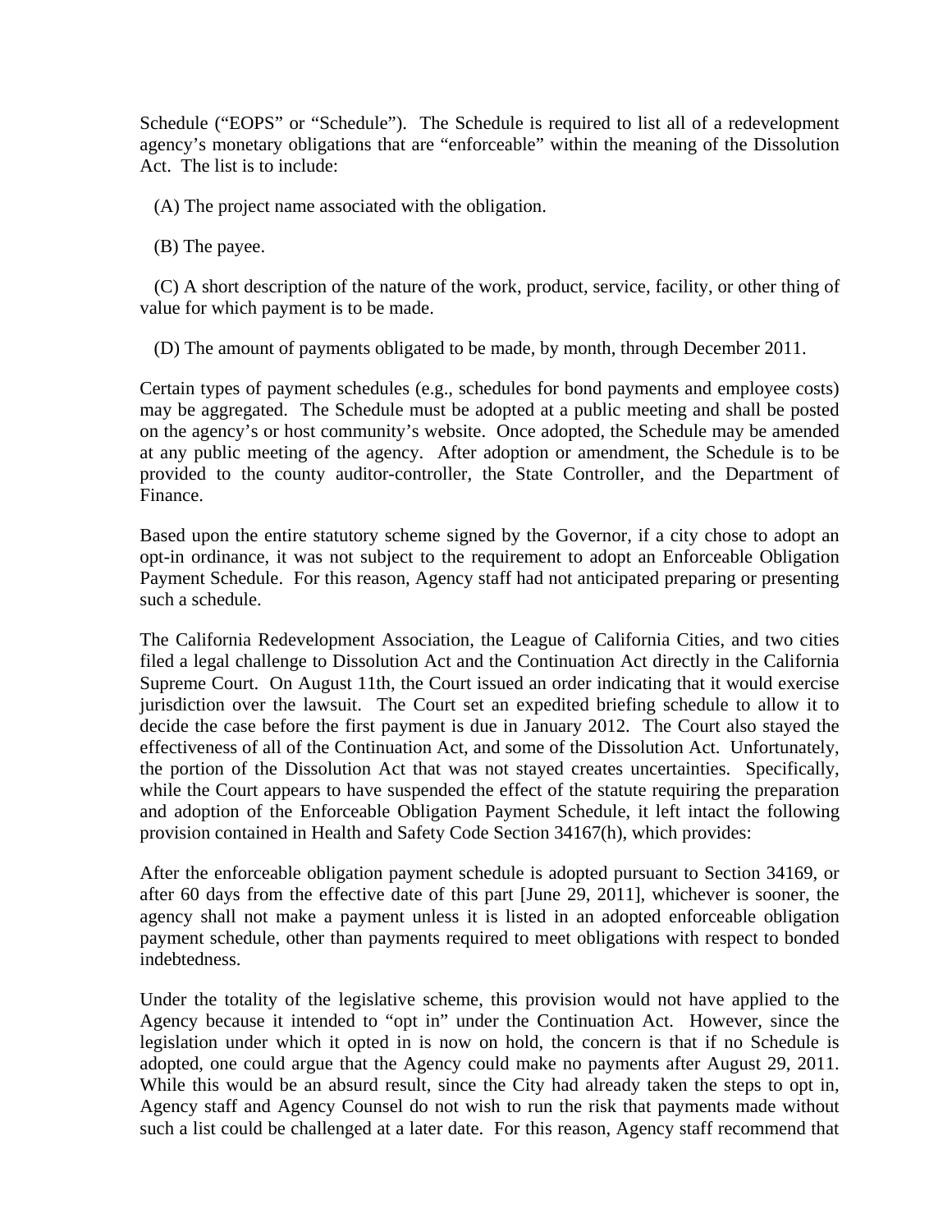Schedule ("EOPS" or "Schedule"). The Schedule is required to list all of a redevelopment agency's monetary obligations that are "enforceable" within the meaning of the Dissolution Act. The list is to include:

(A) The project name associated with the obligation.

(B) The payee.

(C) A short description of the nature of the work, product, service, facility, or other thing of value for which payment is to be made.

(D) The amount of payments obligated to be made, by month, through December 2011.

Certain types of payment schedules (e.g., schedules for bond payments and employee costs) may be aggregated. The Schedule must be adopted at a public meeting and shall be posted on the agency's or host community's website. Once adopted, the Schedule may be amended at any public meeting of the agency. After adoption or amendment, the Schedule is to be provided to the county auditor-controller, the State Controller, and the Department of Finance.

Based upon the entire statutory scheme signed by the Governor, if a city chose to adopt an opt-in ordinance, it was not subject to the requirement to adopt an Enforceable Obligation Payment Schedule. For this reason, Agency staff had not anticipated preparing or presenting such a schedule.

The California Redevelopment Association, the League of California Cities, and two cities filed a legal challenge to Dissolution Act and the Continuation Act directly in the California Supreme Court. On August 11th, the Court issued an order indicating that it would exercise jurisdiction over the lawsuit. The Court set an expedited briefing schedule to allow it to decide the case before the first payment is due in January 2012. The Court also stayed the effectiveness of all of the Continuation Act, and some of the Dissolution Act. Unfortunately, the portion of the Dissolution Act that was not stayed creates uncertainties. Specifically, while the Court appears to have suspended the effect of the statute requiring the preparation and adoption of the Enforceable Obligation Payment Schedule, it left intact the following provision contained in Health and Safety Code Section 34167(h), which provides:

After the enforceable obligation payment schedule is adopted pursuant to Section 34169, or after 60 days from the effective date of this part [June 29, 2011], whichever is sooner, the agency shall not make a payment unless it is listed in an adopted enforceable obligation payment schedule, other than payments required to meet obligations with respect to bonded indebtedness.

Under the totality of the legislative scheme, this provision would not have applied to the Agency because it intended to "opt in" under the Continuation Act. However, since the legislation under which it opted in is now on hold, the concern is that if no Schedule is adopted, one could argue that the Agency could make no payments after August 29, 2011. While this would be an absurd result, since the City had already taken the steps to opt in, Agency staff and Agency Counsel do not wish to run the risk that payments made without such a list could be challenged at a later date. For this reason, Agency staff recommend that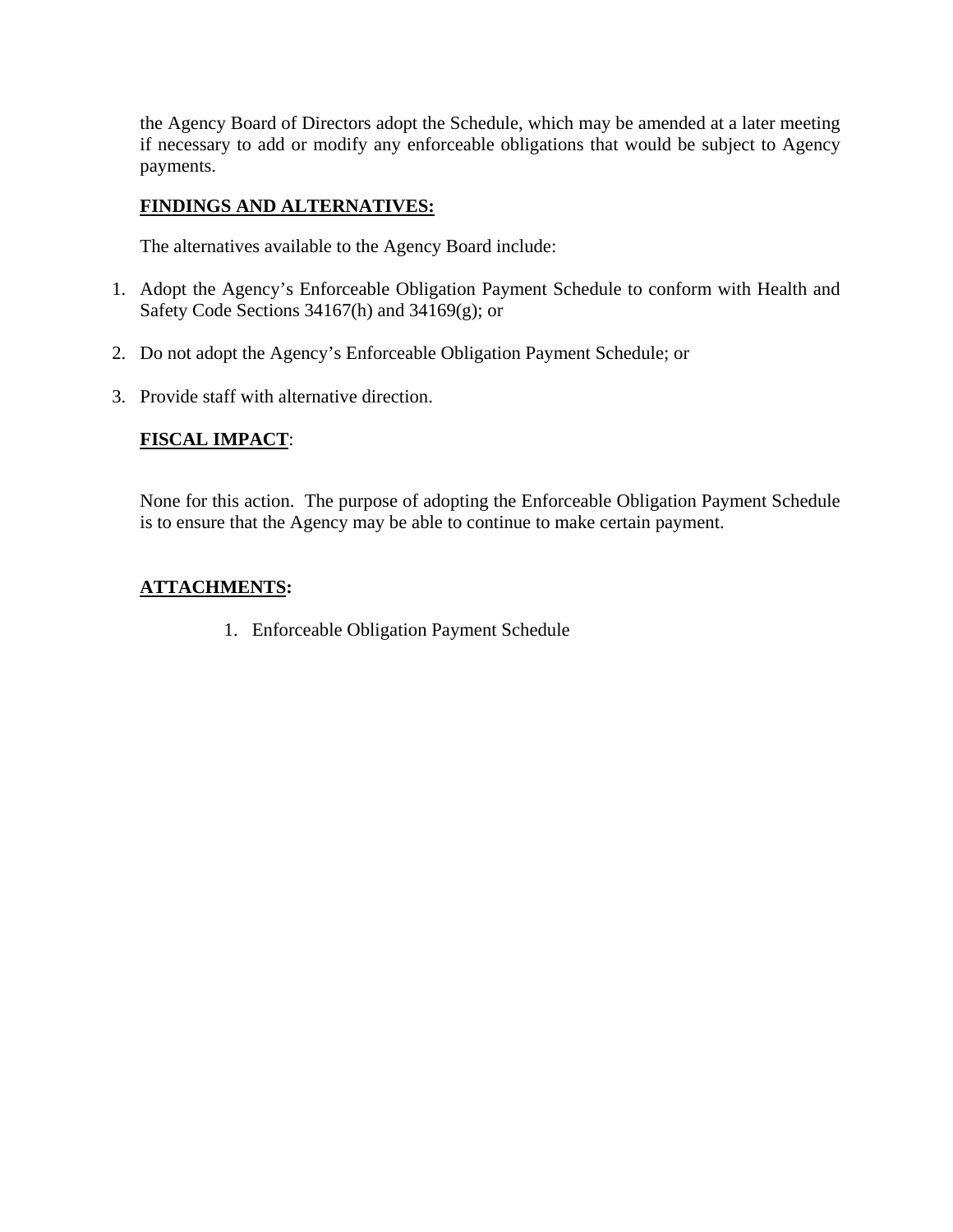the Agency Board of Directors adopt the Schedule, which may be amended at a later meeting if necessary to add or modify any enforceable obligations that would be subject to Agency payments.

**FINDINGS AND ALTERNATIVES:**

The alternatives available to the Agency Board include:

1. Adopt the Agency's Enforceable Obligation Payment Schedule to conform with Health and Safety Code Sections 34167(h) and 34169(g); or

2. Do not adopt the Agency's Enforceable Obligation Payment Schedule; or

3. Provide staff with alternative direction.

**FISCAL IMPACT**:

None for this action. The purpose of adopting the Enforceable Obligation Payment Schedule is to ensure that the Agency may be able to continue to make certain payment.

**ATTACHMENTS:**

1. Enforceable Obligation Payment Schedule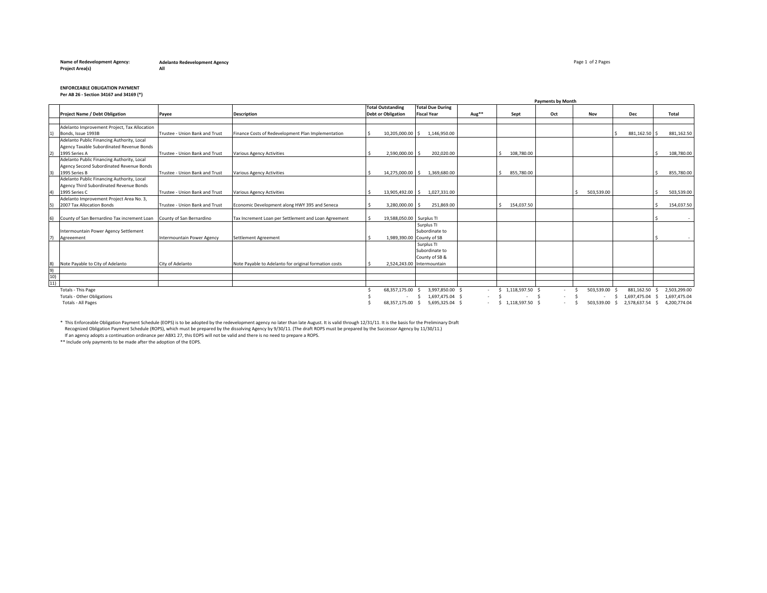**Name of Redevelopment Agency:** **Adelanto Redevelopment Agency**
**Project Area(s)** **All**

**ENFORCEABLE OBLIGATION PAYMENT**
**Per AB 26 - Section 34167 and 34169 (*)**

| | Project Name / Debt Obligation | Payee | Description | Total Outstanding Debt or Obligation | Total Due During Fiscal Year | Payments by Month Aug** | Sept | Oct | Nov | Dec | Total |
|---|---|---|---|---|---|---|---|---|---|---|---|
| 1) | Adelanto Improvement Project, Tax Allocation Bonds, Issue 1993B | Trustee - Union Bank and Trust | Finance Costs of Redevelopment Plan Implementation | $ 10,205,000.00 | $ 1,146,950.00 | | | | | $ 881,162.50 | $ 881,162.50 |
| 2) | Adelanto Public Financing Authority, Local Agency Taxable Subordinated Revenue Bonds 1995 Series A | Trustee - Union Bank and Trust | Various Agency Activities | $ 2,590,000.00 | $ 202,020.00 | | $ 108,780.00 | | | | $ 108,780.00 |
| 3) | Adelanto Public Financing Authority, Local Agency Second Subordinated Revenue Bonds 1995 Series B | Trustee - Union Bank and Trust | Various Agency Activities | $ 14,275,000.00 | $ 1,369,680.00 | | $ 855,780.00 | | | | $ 855,780.00 |
| 4) | Adelanto Public Financing Authority, Local Agency Third Subordinated Revenue Bonds 1995 Series C | Trustee - Union Bank and Trust | Various Agency Activities | $ 13,905,492.00 | $ 1,027,331.00 | | | | $ 503,539.00 | | $ 503,539.00 |
| 5) | Adelanto Improvement Project Area No. 3, 2007 Tax Allocation Bonds | Trustee - Union Bank and Trust | Economic Development along HWY 395 and Seneca | $ 3,280,000.00 | $ 251,869.00 | | $ 154,037.50 | | | | $ 154,037.50 |
| 6) | County of San Bernardino Tax increment Loan | County of San Bernardino | Tax Increment Loan per Settlement and Loan Agreement | $ 19,588,050.00 | Surplus TI | | | | | | $ - |
| 7) | Intermountain Power Agency Settlement Agreeement | Intermountain Power Agency | Settlement Agreement | $ 1,989,390.00 | Surplus TI Subordinate to County of SB | | | | | | $ - |
| 8) | Note Payable to City of Adelanto | City of Adelanto | Note Payable to Adelanto for original formation costs | $ 2,524,243.00 | Surplus TI Subordinate to County of SB & Intermountain | | | | | | |
| 9) | | | | | | | | | | | |
| 10) | | | | | | | | | | | |
| 11) | | | | | | | | | | | |
| | Totals - This Page | | | $ 68,357,175.00 | $ 3,997,850.00 | $ - | $ 1,118,597.50 | $ - | $ 503,539.00 | $ 881,162.50 | $ 2,503,299.00 |
| | Totals - Other Obligations | | | $ - | $ 1,697,475.04 | $ - | $ - | $ - | $ - | $ 1,697,475.04 | $ 1,697,475.04 |
| | Totals - All Pages | | | $ 68,357,175.00 | $ 5,695,325.04 | $ - | $ 1,118,597.50 | $ - | $ 503,539.00 | $ 2,578,637.54 | $ 4,200,774.04 |

\* This Enforceable Obligation Payment Schedule (EOPS) is to be adopted by the redevelopment agency no later than late August. It is valid through 12/31/11. It is the basis for the Preliminary Draft Recognized Obligation Payment Schedule (ROPS), which must be prepared by the dissolving Agency by 9/30/11. (The draft ROPS must be prepared by the Successor Agency by 11/30/11.) If an agency adopts a continuation ordinance per ABX1 27, this EOPS will not be valid and there is no need to prepare a ROPS.

\** Include only payments to be made after the adoption of the EOPS.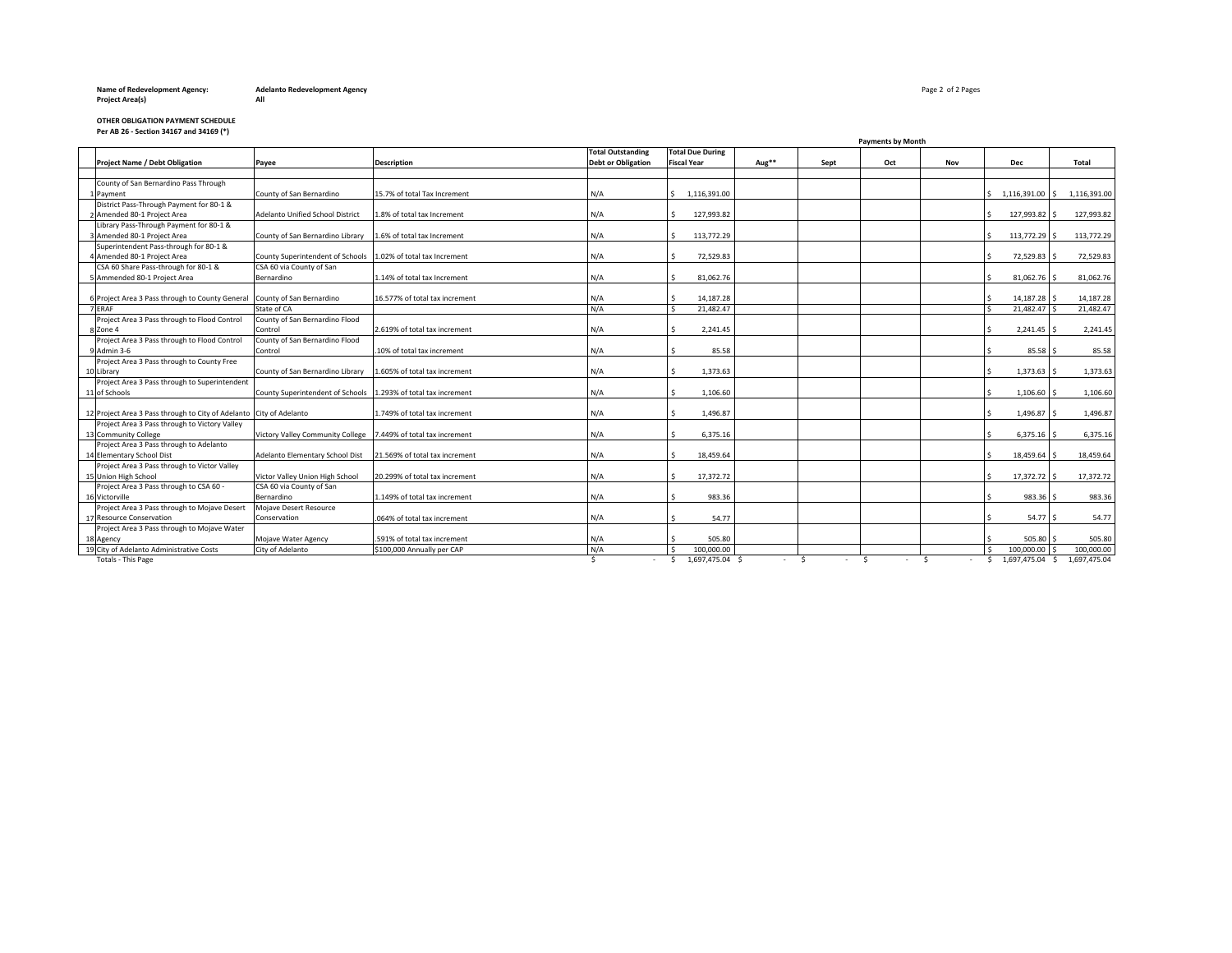**Name of Redevelopment Agency:** **Adelanto Redevelopment Agency**
**Project Area(s)** **All**

**OTHER OBLIGATION PAYMENT SCHEDULE**
**Per AB 26 - Section 34167 and 34169 (*)**

| | | | | | | Payments by Month | | | | | |
|---|---|---|---|---|---|---|---|---|---|---|---|
| | Project Name / Debt Obligation | Payee | Description | Total Outstanding Debt or Obligation | Total Due During Fiscal Year | Aug** | Sept | Oct | Nov | Dec | Total |
| 1 | County of San Bernardino Pass Through Payment | County of San Bernardino | 15.7% of total Tax Increment | N/A | $ 1,116,391.00 | | | | | $ 1,116,391.00 | $ 1,116,391.00 |
| 2 | District Pass-Through Payment for 80-1 & Amended 80-1 Project Area | Adelanto Unified School District | 1.8% of total tax Increment | N/A | $ 127,993.82 | | | | | $ 127,993.82 | $ 127,993.82 |
| 3 | Library Pass-Through Payment for 80-1 & Amended 80-1 Project Area | County of San Bernardino Library | 1.6% of total tax Increment | N/A | $ 113,772.29 | | | | | $ 113,772.29 | $ 113,772.29 |
| 4 | Superintendent Pass-through for 80-1 & Amended 80-1 Project Area | County Superintendent of Schools | 1.02% of total tax Increment | N/A | $ 72,529.83 | | | | | $ 72,529.83 | $ 72,529.83 |
| 5 | CSA 60 Share Pass-through for 80-1 & Ammended 80-1 Project Area | CSA 60 via County of San Bernardino | 1.14% of total tax Increment | N/A | $ 81,062.76 | | | | | $ 81,062.76 | $ 81,062.76 |
| 6 | Project Area 3 Pass through to County General | County of San Bernardino | 16.577% of total tax increment | N/A | $ 14,187.28 | | | | | $ 14,187.28 | $ 14,187.28 |
| 7 | ERAF | State of CA | | N/A | $ 21,482.47 | | | | | $ 21,482.47 | $ 21,482.47 |
| 8 | Project Area 3 Pass through to Flood Control Zone 4 | County of San Bernardino Flood Control | 2.619% of total tax increment | N/A | $ 2,241.45 | | | | | $ 2,241.45 | $ 2,241.45 |
| 9 | Project Area 3 Pass through to Flood Control Admin 3-6 | County of San Bernardino Flood Control | .10% of total tax increment | N/A | $ 85.58 | | | | | $ 85.58 | $ 85.58 |
| 10 | Project Area 3 Pass through to County Free Library | County of San Bernardino Library | 1.605% of total tax increment | N/A | $ 1,373.63 | | | | | $ 1,373.63 | $ 1,373.63 |
| 11 | Project Area 3 Pass through to Superintendent of Schools | County Superintendent of Schools | 1.293% of total tax increment | N/A | $ 1,106.60 | | | | | $ 1,106.60 | $ 1,106.60 |
| 12 | Project Area 3 Pass through to City of Adelanto | City of Adelanto | 1.749% of total tax increment | N/A | $ 1,496.87 | | | | | $ 1,496.87 | $ 1,496.87 |
| 13 | Project Area 3 Pass through to Victory Valley Community College | Victory Valley Community College | 7.449% of total tax increment | N/A | $ 6,375.16 | | | | | $ 6,375.16 | $ 6,375.16 |
| 14 | Project Area 3 Pass through to Adelanto Elementary School Dist | Adelanto Elementary School Dist | 21.569% of total tax increment | N/A | $ 18,459.64 | | | | | $ 18,459.64 | $ 18,459.64 |
| 15 | Project Area 3 Pass through to Victor Valley Union High School | Victor Valley Union High School | 20.299% of total tax increment | N/A | $ 17,372.72 | | | | | $ 17,372.72 | $ 17,372.72 |
| 16 | Project Area 3 Pass through to CSA 60 - Victorville | CSA 60 via County of San Bernardino | 1.149% of total tax increment | N/A | $ 983.36 | | | | | $ 983.36 | $ 983.36 |
| 17 | Project Area 3 Pass through to Mojave Desert Resource Conservation | Mojave Desert Resource Conservation | .064% of total tax increment | N/A | $ 54.77 | | | | | $ 54.77 | $ 54.77 |
| 18 | Project Area 3 Pass through to Mojave Water Agency | Mojave Water Agency | .591% of total tax increment | N/A | $ 505.80 | | | | | $ 505.80 | $ 505.80 |
| 19 | City of Adelanto Administrative Costs | City of Adelanto | $100,000 Annually per CAP | N/A | $ 100,000.00 | | | | | $ 100,000.00 | $ 100,000.00 |
| | Totals - This Page | | | $ - | $ 1,697,475.04 | $ - | $ - | $ - | $ - | $ 1,697,475.04 | $ 1,697,475.04 |